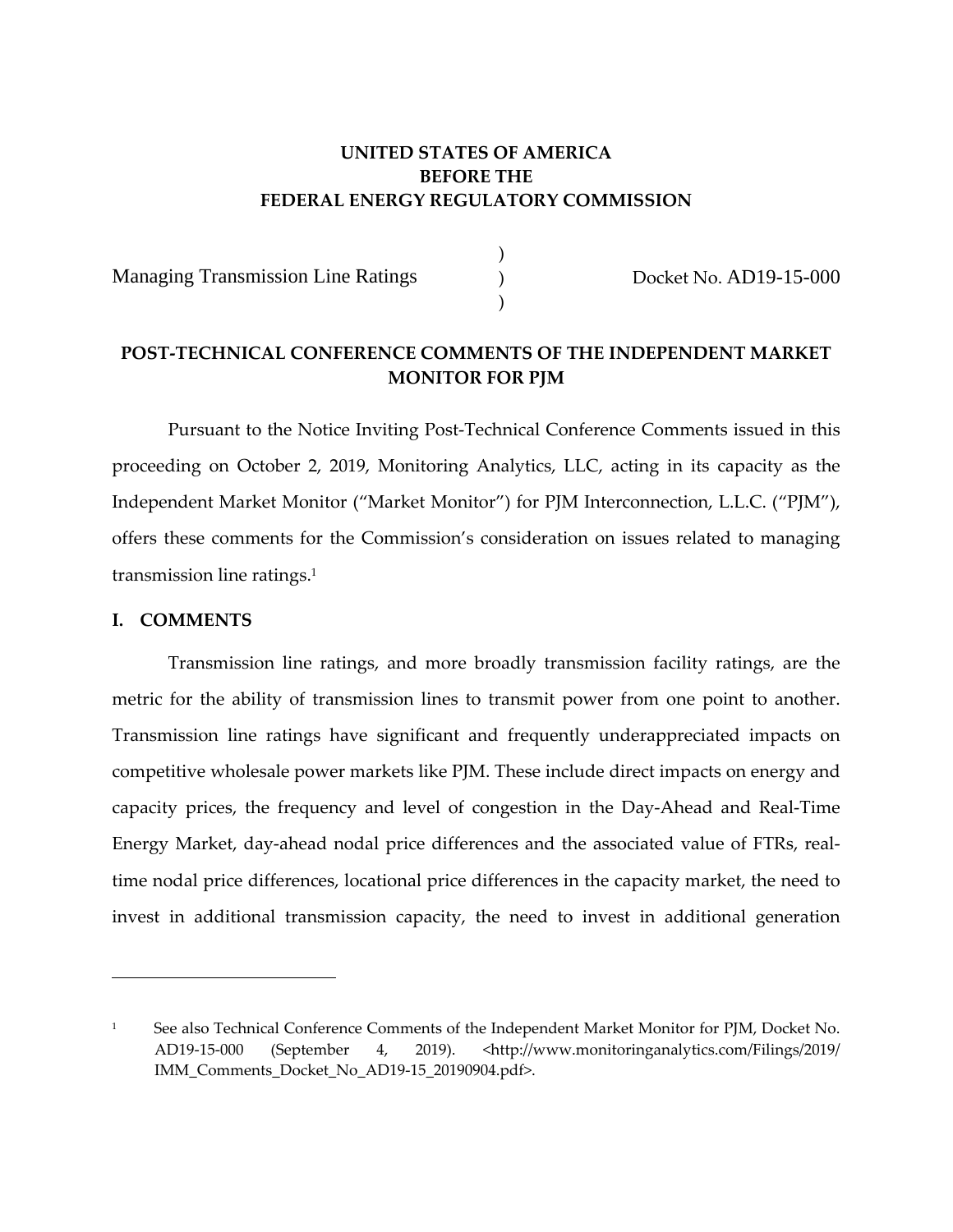**UNITED STATES OF AMERICA**
**BEFORE THE**
**FEDERAL ENERGY REGULATORY COMMISSION**

| | | |
|---|---|---|
| Managing Transmission Line Ratings | ) ) ) | Docket No. AD19-15-000 |

## POST-TECHNICAL CONFERENCE COMMENTS OF THE INDEPENDENT MARKET MONITOR FOR PJM

Pursuant to the Notice Inviting Post-Technical Conference Comments issued in this proceeding on October 2, 2019, Monitoring Analytics, LLC, acting in its capacity as the Independent Market Monitor ("Market Monitor") for PJM Interconnection, L.L.C. ("PJM"), offers these comments for the Commission's consideration on issues related to managing transmission line ratings.[1]

## I. COMMENTS

Transmission line ratings, and more broadly transmission facility ratings, are the metric for the ability of transmission lines to transmit power from one point to another. Transmission line ratings have significant and frequently underappreciated impacts on competitive wholesale power markets like PJM. These include direct impacts on energy and capacity prices, the frequency and level of congestion in the Day-Ahead and Real-Time Energy Market, day-ahead nodal price differences and the associated value of FTRs, real-time nodal price differences, locational price differences in the capacity market, the need to invest in additional transmission capacity, the need to invest in additional generation

---

[1] See also Technical Conference Comments of the Independent Market Monitor for PJM, Docket No. AD19-15-000 (September 4, 2019). <http://www.monitoringanalytics.com/Filings/2019/IMM_Comments_Docket_No_AD19-15_20190904.pdf>.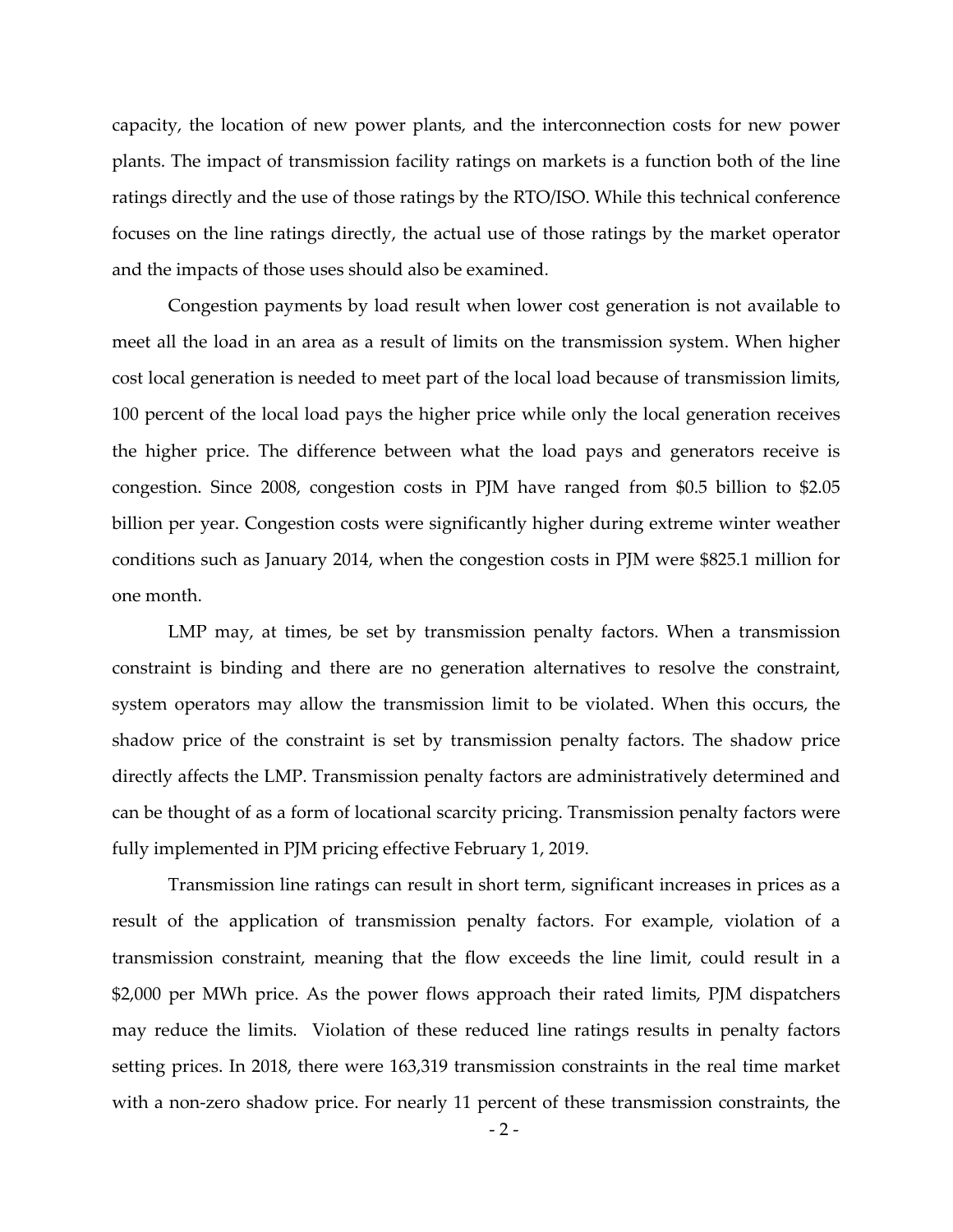capacity, the location of new power plants, and the interconnection costs for new power plants. The impact of transmission facility ratings on markets is a function both of the line ratings directly and the use of those ratings by the RTO/ISO. While this technical conference focuses on the line ratings directly, the actual use of those ratings by the market operator and the impacts of those uses should also be examined.

Congestion payments by load result when lower cost generation is not available to meet all the load in an area as a result of limits on the transmission system. When higher cost local generation is needed to meet part of the local load because of transmission limits, 100 percent of the local load pays the higher price while only the local generation receives the higher price. The difference between what the load pays and generators receive is congestion. Since 2008, congestion costs in PJM have ranged from $0.5 billion to $2.05 billion per year. Congestion costs were significantly higher during extreme winter weather conditions such as January 2014, when the congestion costs in PJM were $825.1 million for one month.

LMP may, at times, be set by transmission penalty factors. When a transmission constraint is binding and there are no generation alternatives to resolve the constraint, system operators may allow the transmission limit to be violated. When this occurs, the shadow price of the constraint is set by transmission penalty factors. The shadow price directly affects the LMP. Transmission penalty factors are administratively determined and can be thought of as a form of locational scarcity pricing. Transmission penalty factors were fully implemented in PJM pricing effective February 1, 2019.

Transmission line ratings can result in short term, significant increases in prices as a result of the application of transmission penalty factors. For example, violation of a transmission constraint, meaning that the flow exceeds the line limit, could result in a $2,000 per MWh price. As the power flows approach their rated limits, PJM dispatchers may reduce the limits. Violation of these reduced line ratings results in penalty factors setting prices. In 2018, there were 163,319 transmission constraints in the real time market with a non-zero shadow price. For nearly 11 percent of these transmission constraints, the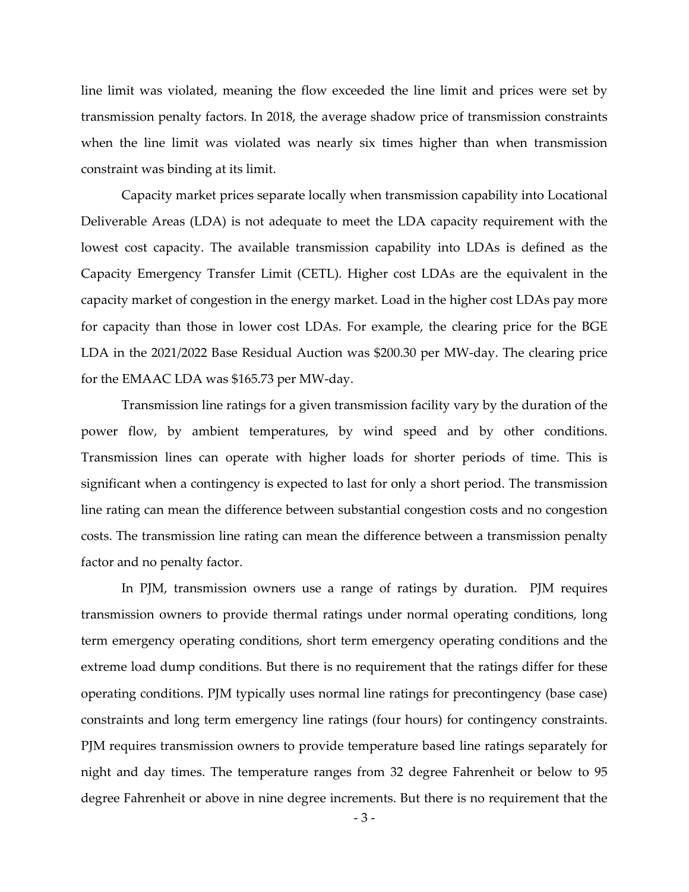line limit was violated, meaning the flow exceeded the line limit and prices were set by transmission penalty factors. In 2018, the average shadow price of transmission constraints when the line limit was violated was nearly six times higher than when transmission constraint was binding at its limit.

Capacity market prices separate locally when transmission capability into Locational Deliverable Areas (LDA) is not adequate to meet the LDA capacity requirement with the lowest cost capacity. The available transmission capability into LDAs is defined as the Capacity Emergency Transfer Limit (CETL). Higher cost LDAs are the equivalent in the capacity market of congestion in the energy market. Load in the higher cost LDAs pay more for capacity than those in lower cost LDAs. For example, the clearing price for the BGE LDA in the 2021/2022 Base Residual Auction was $200.30 per MW-day. The clearing price for the EMAAC LDA was $165.73 per MW-day.

Transmission line ratings for a given transmission facility vary by the duration of the power flow, by ambient temperatures, by wind speed and by other conditions. Transmission lines can operate with higher loads for shorter periods of time. This is significant when a contingency is expected to last for only a short period. The transmission line rating can mean the difference between substantial congestion costs and no congestion costs. The transmission line rating can mean the difference between a transmission penalty factor and no penalty factor.

In PJM, transmission owners use a range of ratings by duration. PJM requires transmission owners to provide thermal ratings under normal operating conditions, long term emergency operating conditions, short term emergency operating conditions and the extreme load dump conditions. But there is no requirement that the ratings differ for these operating conditions. PJM typically uses normal line ratings for precontingency (base case) constraints and long term emergency line ratings (four hours) for contingency constraints. PJM requires transmission owners to provide temperature based line ratings separately for night and day times. The temperature ranges from 32 degree Fahrenheit or below to 95 degree Fahrenheit or above in nine degree increments. But there is no requirement that the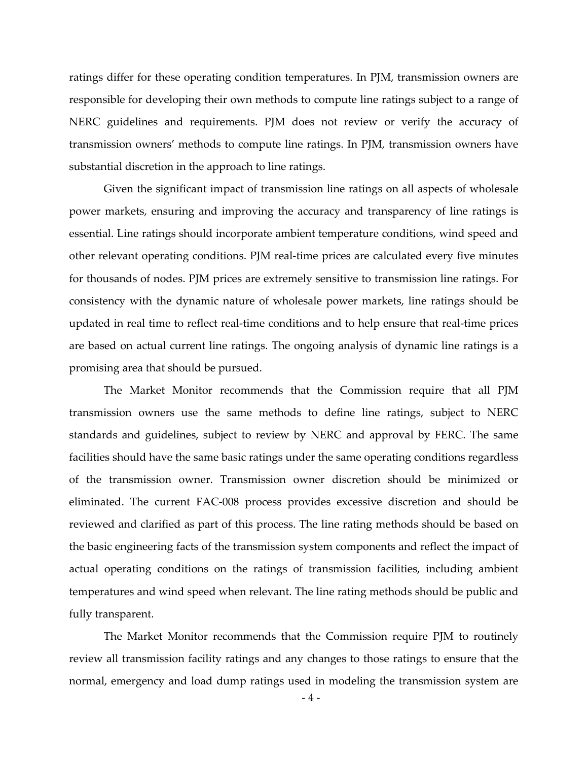ratings differ for these operating condition temperatures. In PJM, transmission owners are responsible for developing their own methods to compute line ratings subject to a range of NERC guidelines and requirements. PJM does not review or verify the accuracy of transmission owners' methods to compute line ratings. In PJM, transmission owners have substantial discretion in the approach to line ratings.

Given the significant impact of transmission line ratings on all aspects of wholesale power markets, ensuring and improving the accuracy and transparency of line ratings is essential. Line ratings should incorporate ambient temperature conditions, wind speed and other relevant operating conditions. PJM real-time prices are calculated every five minutes for thousands of nodes. PJM prices are extremely sensitive to transmission line ratings. For consistency with the dynamic nature of wholesale power markets, line ratings should be updated in real time to reflect real-time conditions and to help ensure that real-time prices are based on actual current line ratings. The ongoing analysis of dynamic line ratings is a promising area that should be pursued.

The Market Monitor recommends that the Commission require that all PJM transmission owners use the same methods to define line ratings, subject to NERC standards and guidelines, subject to review by NERC and approval by FERC. The same facilities should have the same basic ratings under the same operating conditions regardless of the transmission owner. Transmission owner discretion should be minimized or eliminated. The current FAC-008 process provides excessive discretion and should be reviewed and clarified as part of this process. The line rating methods should be based on the basic engineering facts of the transmission system components and reflect the impact of actual operating conditions on the ratings of transmission facilities, including ambient temperatures and wind speed when relevant. The line rating methods should be public and fully transparent.

The Market Monitor recommends that the Commission require PJM to routinely review all transmission facility ratings and any changes to those ratings to ensure that the normal, emergency and load dump ratings used in modeling the transmission system are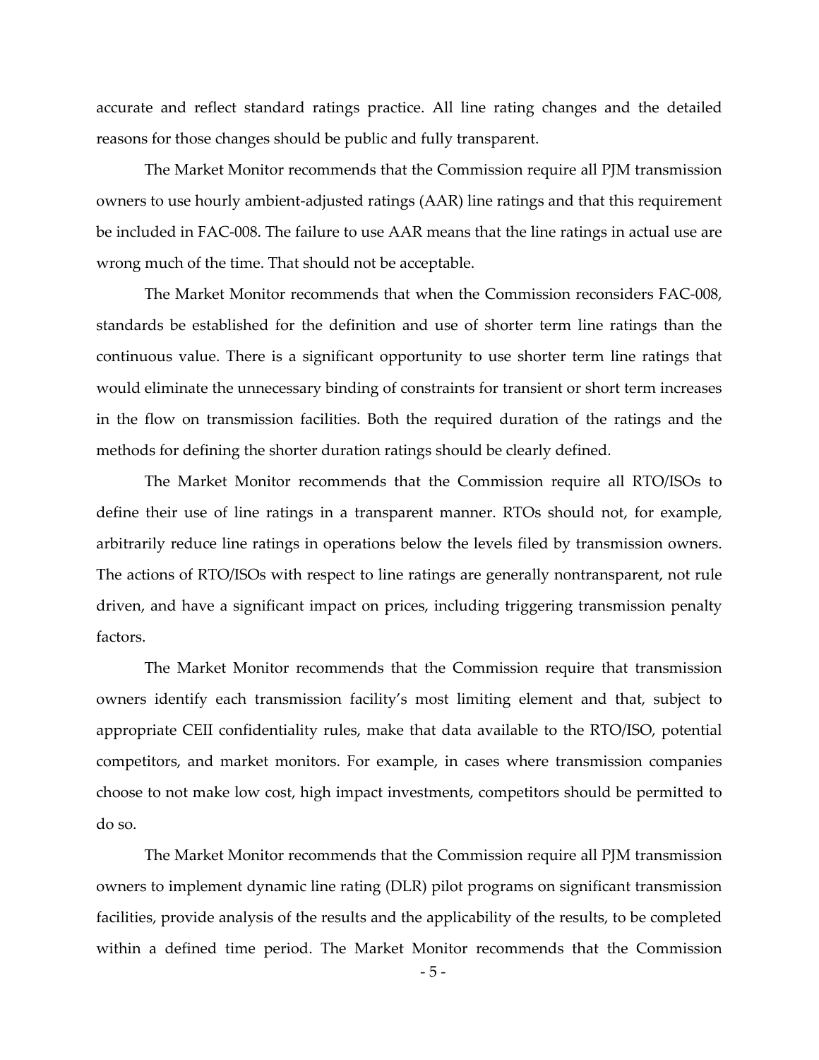accurate and reflect standard ratings practice. All line rating changes and the detailed reasons for those changes should be public and fully transparent.

The Market Monitor recommends that the Commission require all PJM transmission owners to use hourly ambient-adjusted ratings (AAR) line ratings and that this requirement be included in FAC-008. The failure to use AAR means that the line ratings in actual use are wrong much of the time. That should not be acceptable.

The Market Monitor recommends that when the Commission reconsiders FAC-008, standards be established for the definition and use of shorter term line ratings than the continuous value. There is a significant opportunity to use shorter term line ratings that would eliminate the unnecessary binding of constraints for transient or short term increases in the flow on transmission facilities. Both the required duration of the ratings and the methods for defining the shorter duration ratings should be clearly defined.

The Market Monitor recommends that the Commission require all RTO/ISOs to define their use of line ratings in a transparent manner. RTOs should not, for example, arbitrarily reduce line ratings in operations below the levels filed by transmission owners. The actions of RTO/ISOs with respect to line ratings are generally nontransparent, not rule driven, and have a significant impact on prices, including triggering transmission penalty factors.

The Market Monitor recommends that the Commission require that transmission owners identify each transmission facility's most limiting element and that, subject to appropriate CEII confidentiality rules, make that data available to the RTO/ISO, potential competitors, and market monitors. For example, in cases where transmission companies choose to not make low cost, high impact investments, competitors should be permitted to do so.

The Market Monitor recommends that the Commission require all PJM transmission owners to implement dynamic line rating (DLR) pilot programs on significant transmission facilities, provide analysis of the results and the applicability of the results, to be completed within a defined time period. The Market Monitor recommends that the Commission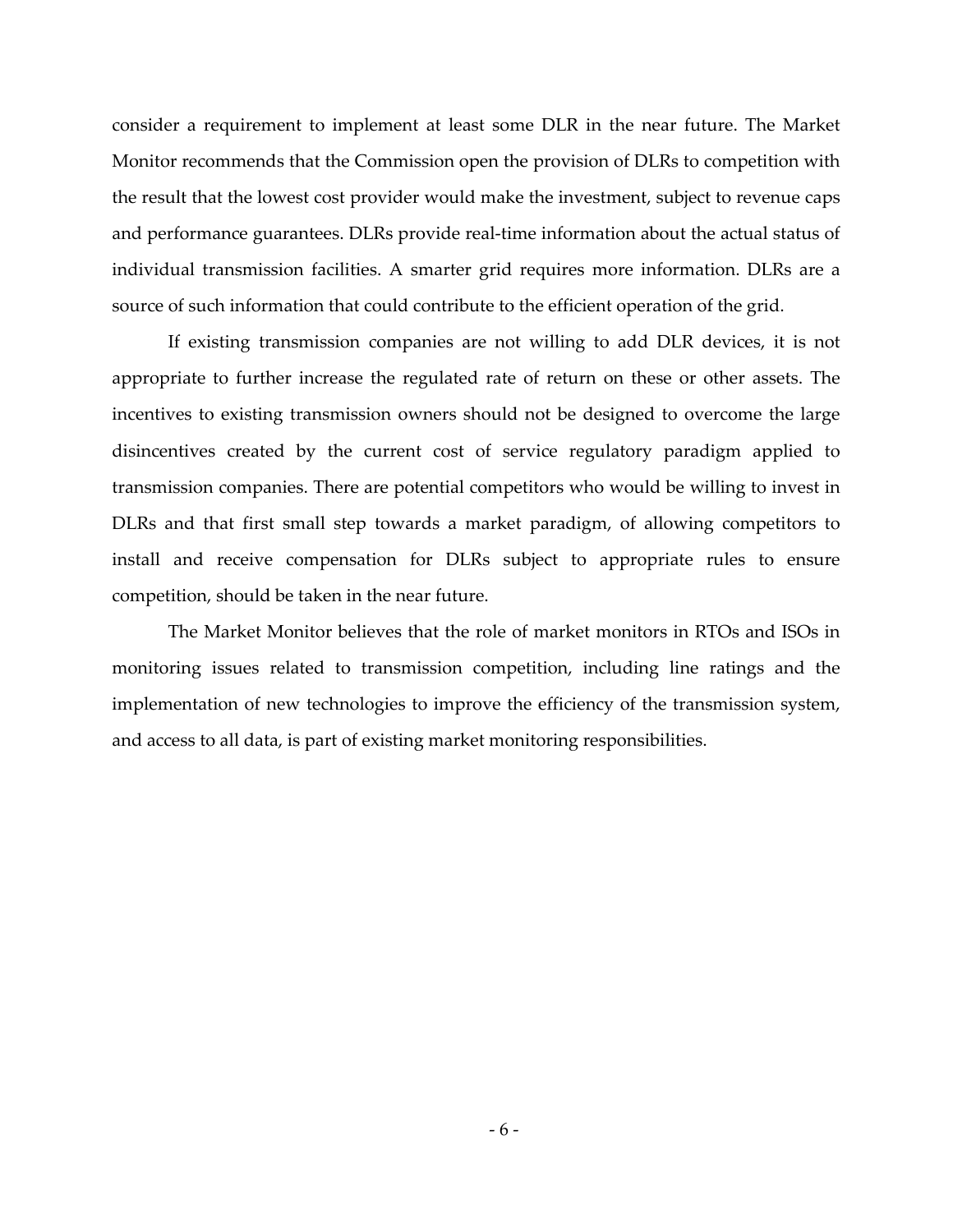consider a requirement to implement at least some DLR in the near future. The Market Monitor recommends that the Commission open the provision of DLRs to competition with the result that the lowest cost provider would make the investment, subject to revenue caps and performance guarantees. DLRs provide real-time information about the actual status of individual transmission facilities. A smarter grid requires more information. DLRs are a source of such information that could contribute to the efficient operation of the grid.

If existing transmission companies are not willing to add DLR devices, it is not appropriate to further increase the regulated rate of return on these or other assets. The incentives to existing transmission owners should not be designed to overcome the large disincentives created by the current cost of service regulatory paradigm applied to transmission companies. There are potential competitors who would be willing to invest in DLRs and that first small step towards a market paradigm, of allowing competitors to install and receive compensation for DLRs subject to appropriate rules to ensure competition, should be taken in the near future.

The Market Monitor believes that the role of market monitors in RTOs and ISOs in monitoring issues related to transmission competition, including line ratings and the implementation of new technologies to improve the efficiency of the transmission system, and access to all data, is part of existing market monitoring responsibilities.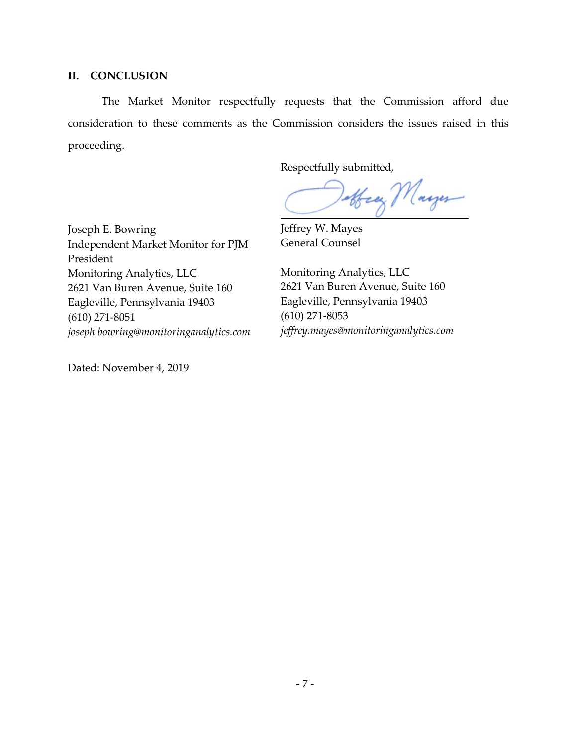## II. CONCLUSION

The Market Monitor respectfully requests that the Commission afford due consideration to these comments as the Commission considers the issues raised in this proceeding.

Respectfully submitted,

Joseph E. Bowring
Independent Market Monitor for PJM
President
Monitoring Analytics, LLC
2621 Van Buren Avenue, Suite 160
Eagleville, Pennsylvania 19403
(610) 271-8051
*joseph.bowring@monitoringanalytics.com*

Jeffrey W. Mayes
General Counsel

Monitoring Analytics, LLC
2621 Van Buren Avenue, Suite 160
Eagleville, Pennsylvania 19403
(610) 271-8053
*jeffrey.mayes@monitoringanalytics.com*

Dated: November 4, 2019